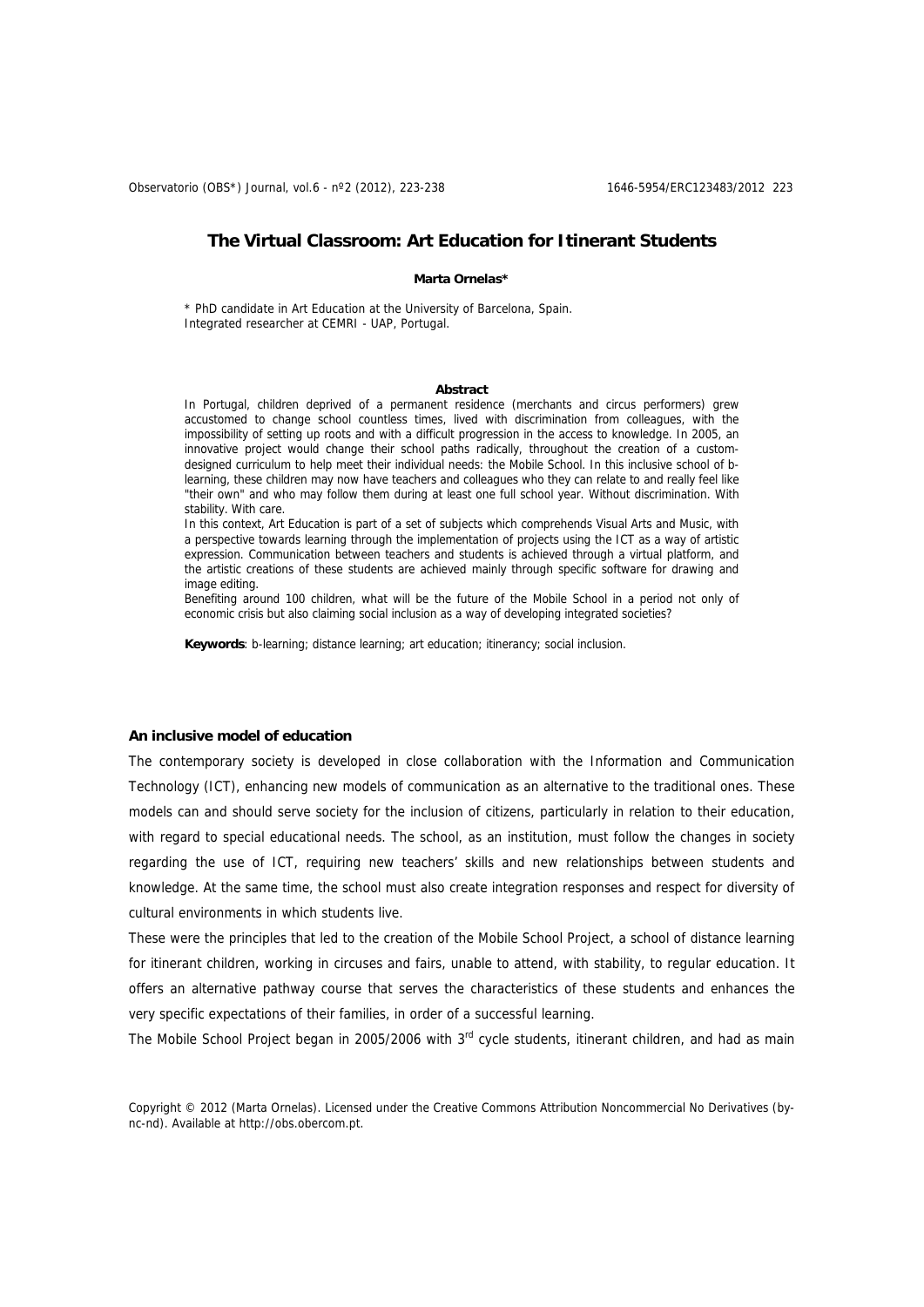# The Virtual Classroom: Art Education for Itinerant Students

**Marta Ornelas***

\* PhD candidate in Art Education at the University of Barcelona, Spain.
Integrated researcher at CEMRI - UAP, Portugal.

**Abstract**

In Portugal, children deprived of a permanent residence (merchants and circus performers) grew accustomed to change school countless times, lived with discrimination from colleagues, with the impossibility of setting up roots and with a difficult progression in the access to knowledge. In 2005, an innovative project would change their school paths radically, throughout the creation of a custom-designed curriculum to help meet their individual needs: the Mobile School. In this inclusive school of b-learning, these children may now have teachers and colleagues who they can relate to and really feel like "their own" and who may follow them during at least one full school year. Without discrimination. With stability. With care.

In this context, Art Education is part of a set of subjects which comprehends Visual Arts and Music, with a perspective towards learning through the implementation of projects using the ICT as a way of artistic expression. Communication between teachers and students is achieved through a virtual platform, and the artistic creations of these students are achieved mainly through specific software for drawing and image editing.

Benefiting around 100 children, what will be the future of the Mobile School in a period not only of economic crisis but also claiming social inclusion as a way of developing integrated societies?

**Keywords**: b-learning; distance learning; art education; itinerancy; social inclusion.

## An inclusive model of education

The contemporary society is developed in close collaboration with the Information and Communication Technology (ICT), enhancing new models of communication as an alternative to the traditional ones. These models can and should serve society for the inclusion of citizens, particularly in relation to their education, with regard to special educational needs. The school, as an institution, must follow the changes in society regarding the use of ICT, requiring new teachers' skills and new relationships between students and knowledge. At the same time, the school must also create integration responses and respect for diversity of cultural environments in which students live.

These were the principles that led to the creation of the Mobile School Project, a school of distance learning for itinerant children, working in circuses and fairs, unable to attend, with stability, to regular education. It offers an alternative pathway course that serves the characteristics of these students and enhances the very specific expectations of their families, in order of a successful learning.

The Mobile School Project began in 2005/2006 with 3rd cycle students, itinerant children, and had as main

Copyright © 2012 (Marta Ornelas). Licensed under the Creative Commons Attribution Noncommercial No Derivatives (by-nc-nd). Available at http://obs.obercom.pt.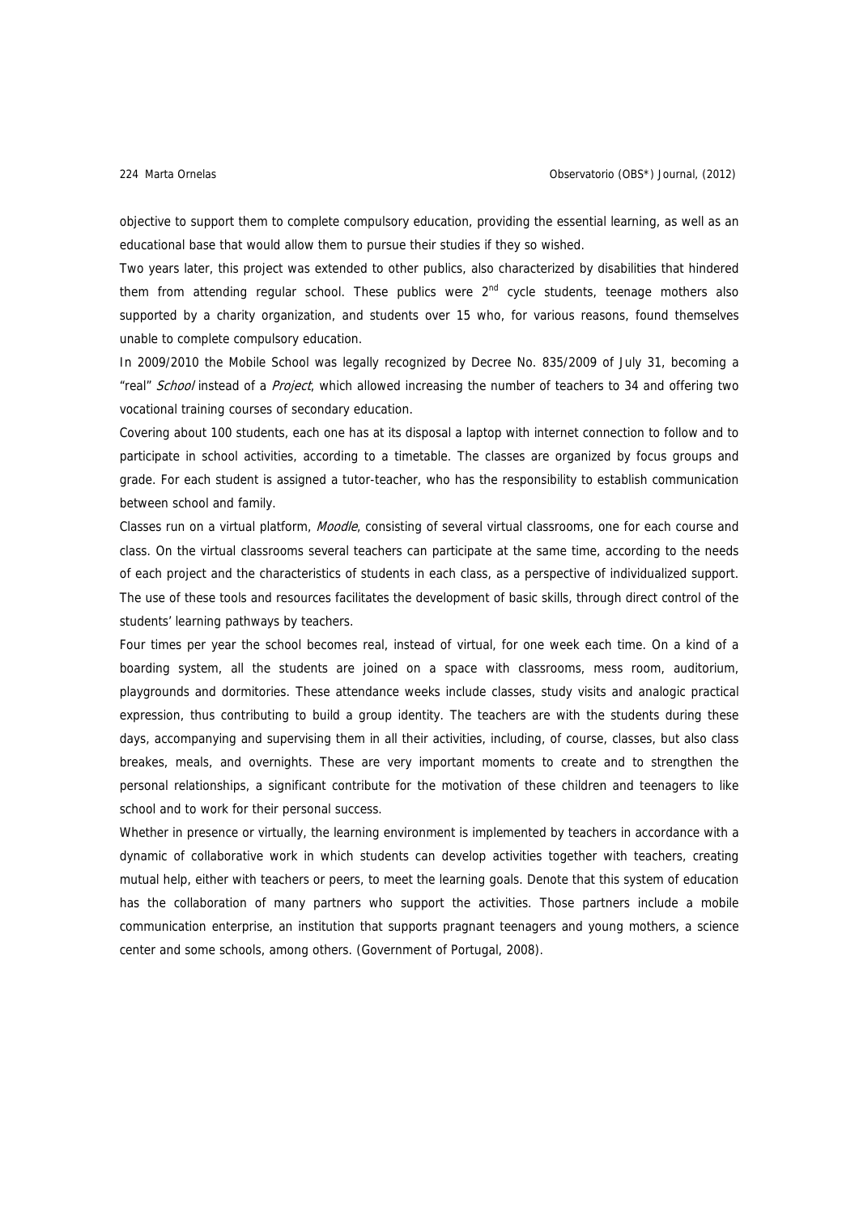objective to support them to complete compulsory education, providing the essential learning, as well as an educational base that would allow them to pursue their studies if they so wished.

Two years later, this project was extended to other publics, also characterized by disabilities that hindered them from attending regular school. These publics were 2$^{nd}$ cycle students, teenage mothers also supported by a charity organization, and students over 15 who, for various reasons, found themselves unable to complete compulsory education.

In 2009/2010 the Mobile School was legally recognized by Decree No. 835/2009 of July 31, becoming a "real" *School* instead of a *Project*, which allowed increasing the number of teachers to 34 and offering two vocational training courses of secondary education.

Covering about 100 students, each one has at its disposal a laptop with internet connection to follow and to participate in school activities, according to a timetable. The classes are organized by focus groups and grade. For each student is assigned a tutor-teacher, who has the responsibility to establish communication between school and family.

Classes run on a virtual platform, *Moodle*, consisting of several virtual classrooms, one for each course and class. On the virtual classrooms several teachers can participate at the same time, according to the needs of each project and the characteristics of students in each class, as a perspective of individualized support. The use of these tools and resources facilitates the development of basic skills, through direct control of the students' learning pathways by teachers.

Four times per year the school becomes real, instead of virtual, for one week each time. On a kind of a boarding system, all the students are joined on a space with classrooms, mess room, auditorium, playgrounds and dormitories. These attendance weeks include classes, study visits and analogic practical expression, thus contributing to build a group identity. The teachers are with the students during these days, accompanying and supervising them in all their activities, including, of course, classes, but also class breakes, meals, and overnights. These are very important moments to create and to strengthen the personal relationships, a significant contribute for the motivation of these children and teenagers to like school and to work for their personal success.

Whether in presence or virtually, the learning environment is implemented by teachers in accordance with a dynamic of collaborative work in which students can develop activities together with teachers, creating mutual help, either with teachers or peers, to meet the learning goals. Denote that this system of education has the collaboration of many partners who support the activities. Those partners include a mobile communication enterprise, an institution that supports pragnant teenagers and young mothers, a science center and some schools, among others. (Government of Portugal, 2008).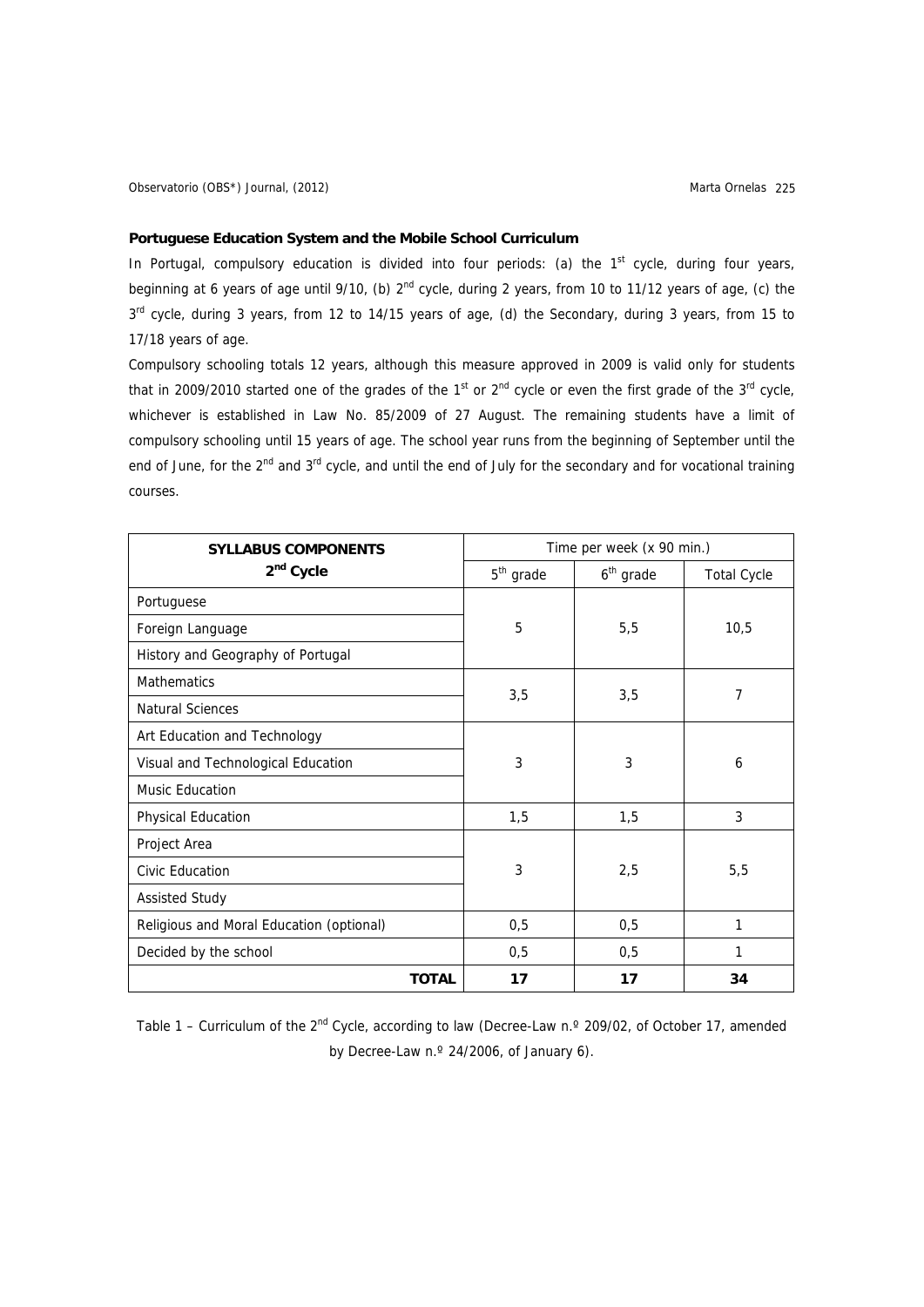**Portuguese Education System and the Mobile School Curriculum**

In Portugal, compulsory education is divided into four periods: (a) the 1st cycle, during four years, beginning at 6 years of age until 9/10, (b) 2nd cycle, during 2 years, from 10 to 11/12 years of age, (c) the 3rd cycle, during 3 years, from 12 to 14/15 years of age, (d) the Secondary, during 3 years, from 15 to 17/18 years of age.

Compulsory schooling totals 12 years, although this measure approved in 2009 is valid only for students that in 2009/2010 started one of the grades of the 1st or 2nd cycle or even the first grade of the 3rd cycle, whichever is established in Law No. 85/2009 of 27 August. The remaining students have a limit of compulsory schooling until 15 years of age. The school year runs from the beginning of September until the end of June, for the 2nd and 3rd cycle, and until the end of July for the secondary and for vocational training courses.

| **SYLLABUS COMPONENTS 2nd Cycle** | Time per week (x 90 min.) | | |
|---|---|---|---|
| | 5th grade | 6th grade | Total Cycle |
| Portuguese<br>Foreign Language<br>History and Geography of Portugal | 5 | 5,5 | 10,5 |
| Mathematics<br>Natural Sciences | 3,5 | 3,5 | 7 |
| Art Education and Technology<br>Visual and Technological Education<br>Music Education | 3 | 3 | 6 |
| Physical Education | 1,5 | 1,5 | 3 |
| Project Area<br>Civic Education<br>Assisted Study | 3 | 2,5 | 5,5 |
| Religious and Moral Education (optional) | 0,5 | 0,5 | 1 |
| Decided by the school | 0,5 | 0,5 | 1 |
| **TOTAL** | **17** | **17** | **34** |

Table 1 – Curriculum of the 2nd Cycle, according to law (Decree-Law n.º 209/02, of October 17, amended by Decree-Law n.º 24/2006, of January 6).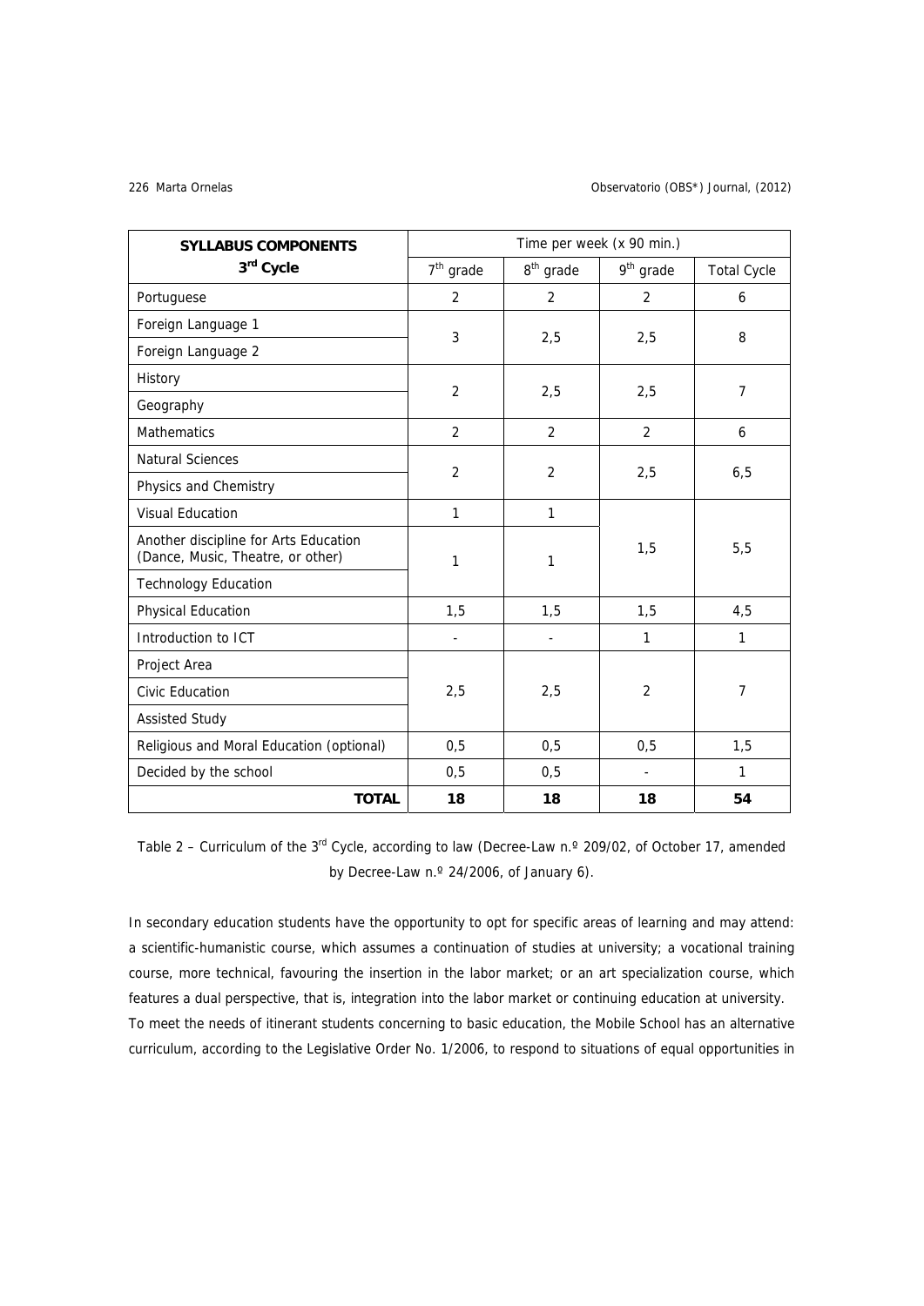| SYLLABUS COMPONENTS 3rd Cycle | Time per week (x 90 min.) | | | |
|---|---|---|---|---|
| | 7th grade | 8th grade | 9th grade | Total Cycle |
| Portuguese | 2 | 2 | 2 | 6 |
| Foreign Language 1 | 3 | 2,5 | 2,5 | 8 |
| Foreign Language 2 | | | | |
| History | 2 | 2,5 | 2,5 | 7 |
| Geography | | | | |
| Mathematics | 2 | 2 | 2 | 6 |
| Natural Sciences | 2 | 2 | 2,5 | 6,5 |
| Physics and Chemistry | | | | |
| Visual Education | 1 | 1 | 1,5 | 5,5 |
| Another discipline for Arts Education (Dance, Music, Theatre, or other) | 1 | 1 | | |
| Technology Education | | | | |
| Physical Education | 1,5 | 1,5 | 1,5 | 4,5 |
| Introduction to ICT | - | - | 1 | 1 |
| Project Area | 2,5 | 2,5 | 2 | 7 |
| Civic Education | | | | |
| Assisted Study | | | | |
| Religious and Moral Education (optional) | 0,5 | 0,5 | 0,5 | 1,5 |
| Decided by the school | 0,5 | 0,5 | - | 1 |
| **TOTAL** | **18** | **18** | **18** | **54** |

Table 2 – Curriculum of the 3rd Cycle, according to law (Decree-Law n.º 209/02, of October 17, amended by Decree-Law n.º 24/2006, of January 6).

In secondary education students have the opportunity to opt for specific areas of learning and may attend: a scientific-humanistic course, which assumes a continuation of studies at university; a vocational training course, more technical, favouring the insertion in the labor market; or an art specialization course, which features a dual perspective, that is, integration into the labor market or continuing education at university.

To meet the needs of itinerant students concerning to basic education, the Mobile School has an alternative curriculum, according to the Legislative Order No. 1/2006, to respond to situations of equal opportunities in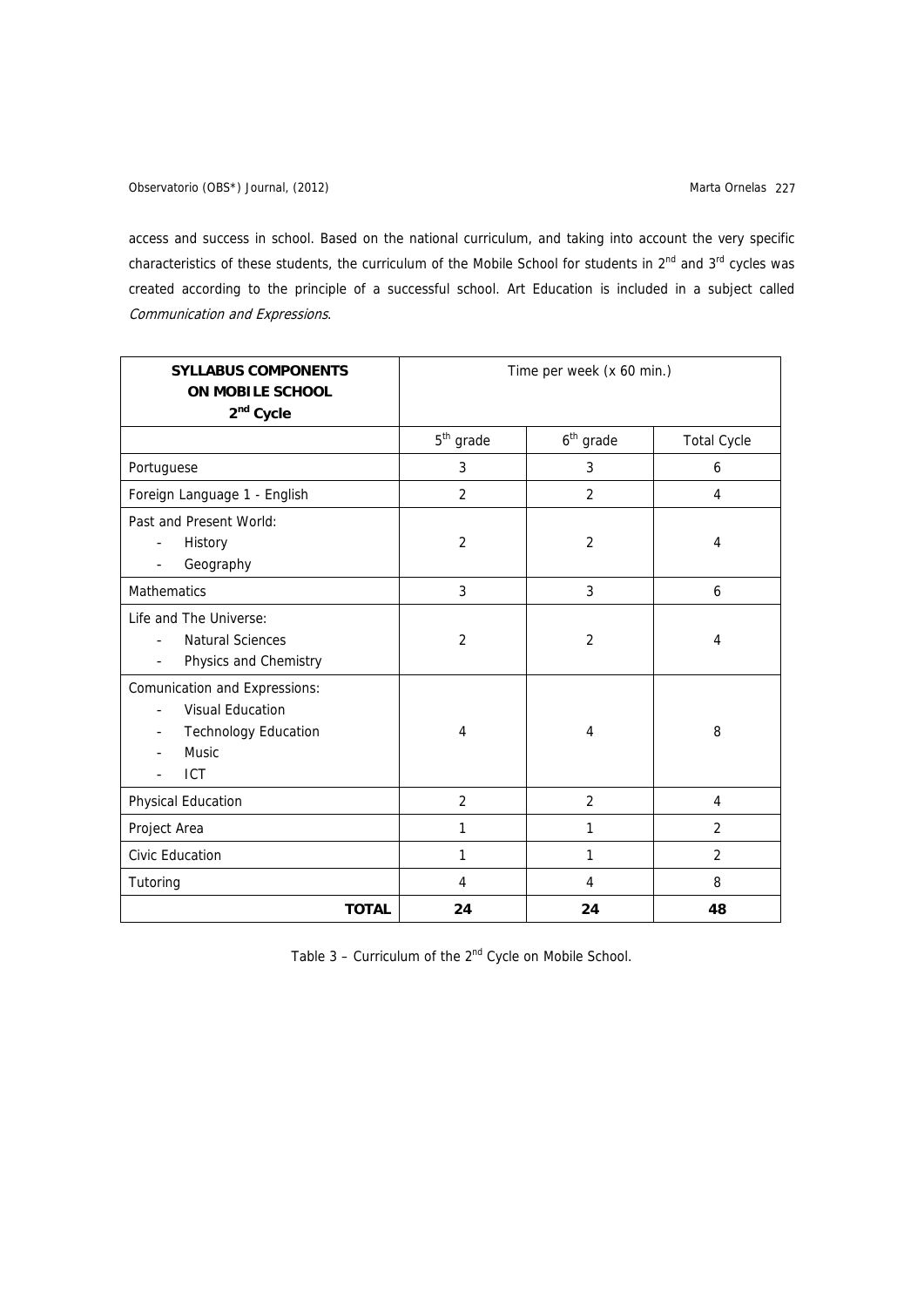access and success in school. Based on the national curriculum, and taking into account the very specific characteristics of these students, the curriculum of the Mobile School for students in 2nd and 3rd cycles was created according to the principle of a successful school. Art Education is included in a subject called *Communication and Expressions*.

| **SYLLABUS COMPONENTS ON MOBILE SCHOOL 2nd Cycle** | Time per week (x 60 min.) | | |
|---|---|---|---|
| | 5th grade | 6th grade | Total Cycle |
| Portuguese | 3 | 3 | 6 |
| Foreign Language 1 - English | 2 | 2 | 4 |
| Past and Present World: <br> - History <br> - Geography | 2 | 2 | 4 |
| Mathematics | 3 | 3 | 6 |
| Life and The Universe: <br> - Natural Sciences <br> - Physics and Chemistry | 2 | 2 | 4 |
| Comunication and Expressions: <br> - Visual Education <br> - Technology Education <br> - Music <br> - ICT | 4 | 4 | 8 |
| Physical Education | 2 | 2 | 4 |
| Project Area | 1 | 1 | 2 |
| Civic Education | 1 | 1 | 2 |
| Tutoring | 4 | 4 | 8 |
| **TOTAL** | **24** | **24** | **48** |

Table 3 – Curriculum of the 2nd Cycle on Mobile School.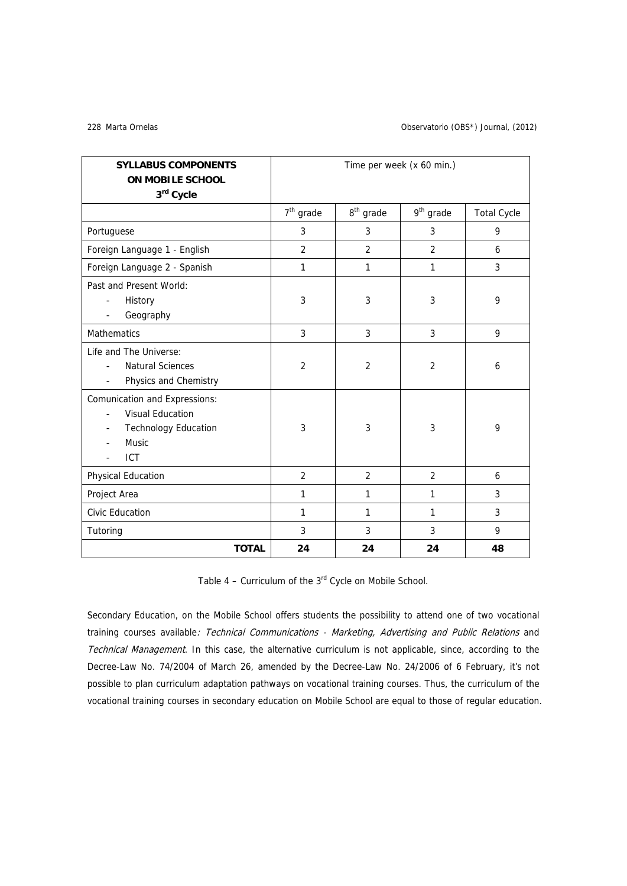| **SYLLABUS COMPONENTS ON MOBILE SCHOOL 3rd Cycle** | Time per week (x 60 min.) | | | |
|---|---|---|---|---|
| | 7th grade | 8th grade | 9th grade | Total Cycle |
| Portuguese | 3 | 3 | 3 | 9 |
| Foreign Language 1 - English | 2 | 2 | 2 | 6 |
| Foreign Language 2 - Spanish | 1 | 1 | 1 | 3 |
| Past and Present World: - History - Geography | 3 | 3 | 3 | 9 |
| Mathematics | 3 | 3 | 3 | 9 |
| Life and The Universe: - Natural Sciences - Physics and Chemistry | 2 | 2 | 2 | 6 |
| Comunication and Expressions: - Visual Education - Technology Education - Music - ICT | 3 | 3 | 3 | 9 |
| Physical Education | 2 | 2 | 2 | 6 |
| Project Area | 1 | 1 | 1 | 3 |
| Civic Education | 1 | 1 | 1 | 3 |
| Tutoring | 3 | 3 | 3 | 9 |
| **TOTAL** | **24** | **24** | **24** | **48** |

Table 4 – Curriculum of the 3rd Cycle on Mobile School.

Secondary Education, on the Mobile School offers students the possibility to attend one of two vocational training courses available: *Technical Communications - Marketing, Advertising and Public Relations* and *Technical Management*. In this case, the alternative curriculum is not applicable, since, according to the Decree-Law No. 74/2004 of March 26, amended by the Decree-Law No. 24/2006 of 6 February, it's not possible to plan curriculum adaptation pathways on vocational training courses. Thus, the curriculum of the vocational training courses in secondary education on Mobile School are equal to those of regular education.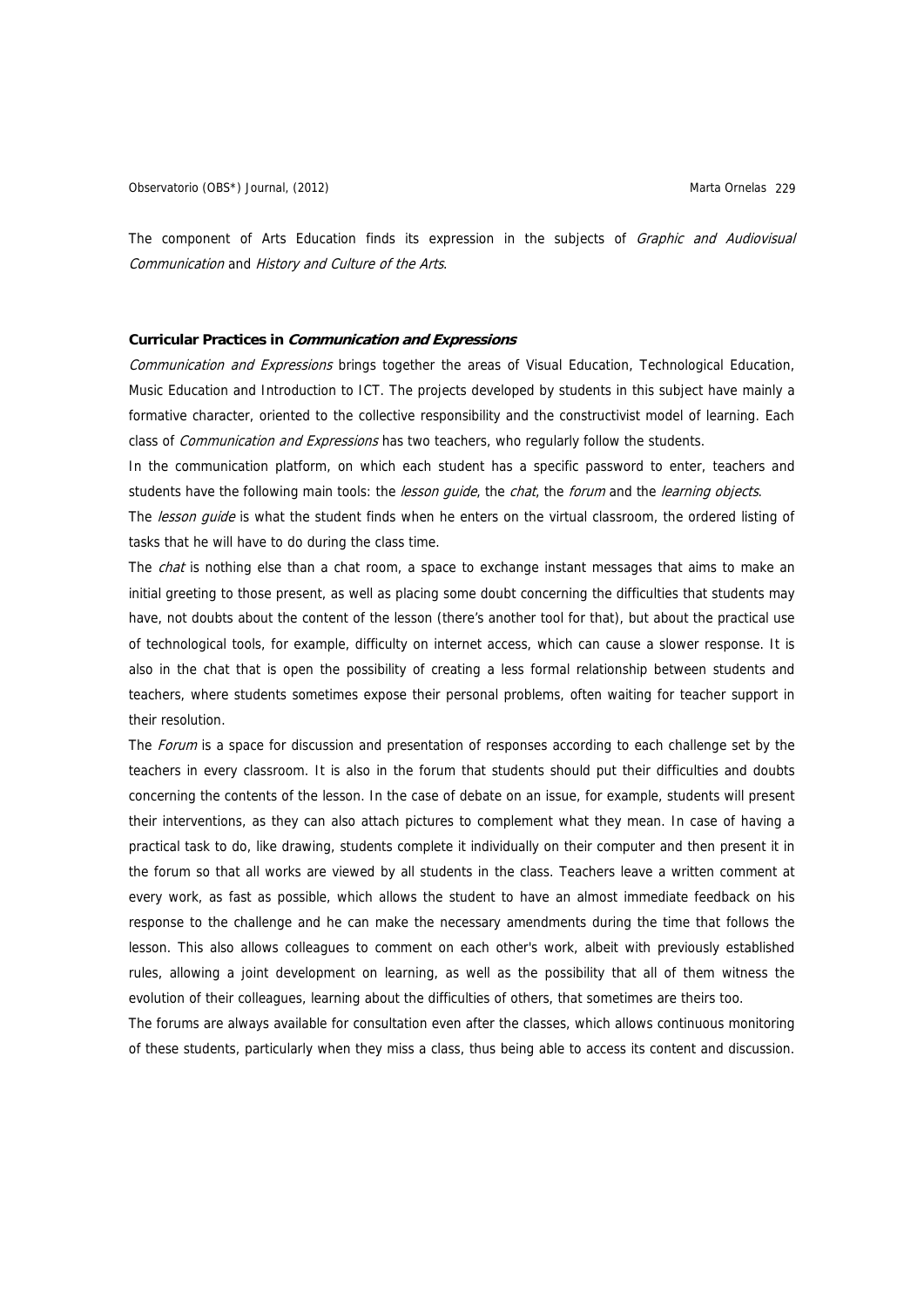The component of Arts Education finds its expression in the subjects of *Graphic and Audiovisual Communication* and *History and Culture of the Arts*.

### Curricular Practices in *Communication and Expressions*

*Communication and Expressions* brings together the areas of Visual Education, Technological Education, Music Education and Introduction to ICT. The projects developed by students in this subject have mainly a formative character, oriented to the collective responsibility and the constructivist model of learning. Each class of *Communication and Expressions* has two teachers, who regularly follow the students.

In the communication platform, on which each student has a specific password to enter, teachers and students have the following main tools: the *lesson guide*, the *chat*, the *forum* and the *learning objects*.

The *lesson guide* is what the student finds when he enters on the virtual classroom, the ordered listing of tasks that he will have to do during the class time.

The *chat* is nothing else than a chat room, a space to exchange instant messages that aims to make an initial greeting to those present, as well as placing some doubt concerning the difficulties that students may have, not doubts about the content of the lesson (there's another tool for that), but about the practical use of technological tools, for example, difficulty on internet access, which can cause a slower response. It is also in the chat that is open the possibility of creating a less formal relationship between students and teachers, where students sometimes expose their personal problems, often waiting for teacher support in their resolution.

The *Forum* is a space for discussion and presentation of responses according to each challenge set by the teachers in every classroom. It is also in the forum that students should put their difficulties and doubts concerning the contents of the lesson. In the case of debate on an issue, for example, students will present their interventions, as they can also attach pictures to complement what they mean. In case of having a practical task to do, like drawing, students complete it individually on their computer and then present it in the forum so that all works are viewed by all students in the class. Teachers leave a written comment at every work, as fast as possible, which allows the student to have an almost immediate feedback on his response to the challenge and he can make the necessary amendments during the time that follows the lesson. This also allows colleagues to comment on each other's work, albeit with previously established rules, allowing a joint development on learning, as well as the possibility that all of them witness the evolution of their colleagues, learning about the difficulties of others, that sometimes are theirs too.

The forums are always available for consultation even after the classes, which allows continuous monitoring of these students, particularly when they miss a class, thus being able to access its content and discussion.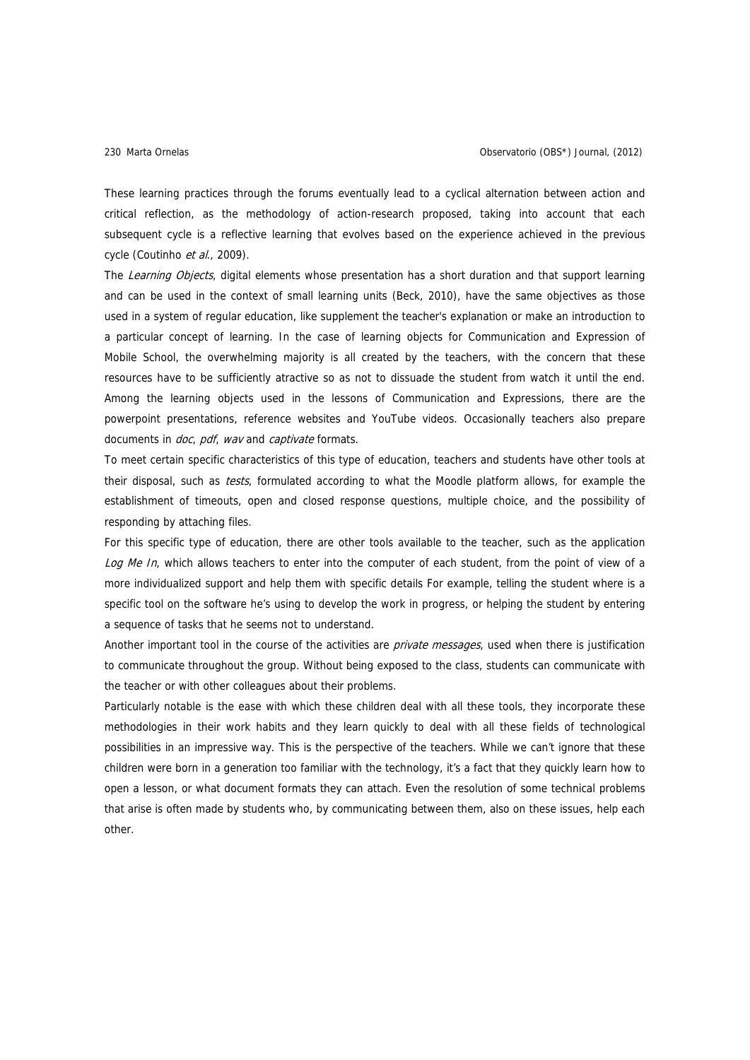These learning practices through the forums eventually lead to a cyclical alternation between action and critical reflection, as the methodology of action-research proposed, taking into account that each subsequent cycle is a reflective learning that evolves based on the experience achieved in the previous cycle (Coutinho *et al.*, 2009).

The *Learning Objects*, digital elements whose presentation has a short duration and that support learning and can be used in the context of small learning units (Beck, 2010), have the same objectives as those used in a system of regular education, like supplement the teacher's explanation or make an introduction to a particular concept of learning. In the case of learning objects for Communication and Expression of Mobile School, the overwhelming majority is all created by the teachers, with the concern that these resources have to be sufficiently atractive so as not to dissuade the student from watch it until the end. Among the learning objects used in the lessons of Communication and Expressions, there are the powerpoint presentations, reference websites and YouTube videos. Occasionally teachers also prepare documents in *doc*, *pdf*, *wav* and *captivate* formats.

To meet certain specific characteristics of this type of education, teachers and students have other tools at their disposal, such as *tests*, formulated according to what the Moodle platform allows, for example the establishment of timeouts, open and closed response questions, multiple choice, and the possibility of responding by attaching files.

For this specific type of education, there are other tools available to the teacher, such as the application *Log Me In*, which allows teachers to enter into the computer of each student, from the point of view of a more individualized support and help them with specific details For example, telling the student where is a specific tool on the software he's using to develop the work in progress, or helping the student by entering a sequence of tasks that he seems not to understand.

Another important tool in the course of the activities are *private messages*, used when there is justification to communicate throughout the group. Without being exposed to the class, students can communicate with the teacher or with other colleagues about their problems.

Particularly notable is the ease with which these children deal with all these tools, they incorporate these methodologies in their work habits and they learn quickly to deal with all these fields of technological possibilities in an impressive way. This is the perspective of the teachers. While we can't ignore that these children were born in a generation too familiar with the technology, it's a fact that they quickly learn how to open a lesson, or what document formats they can attach. Even the resolution of some technical problems that arise is often made by students who, by communicating between them, also on these issues, help each other.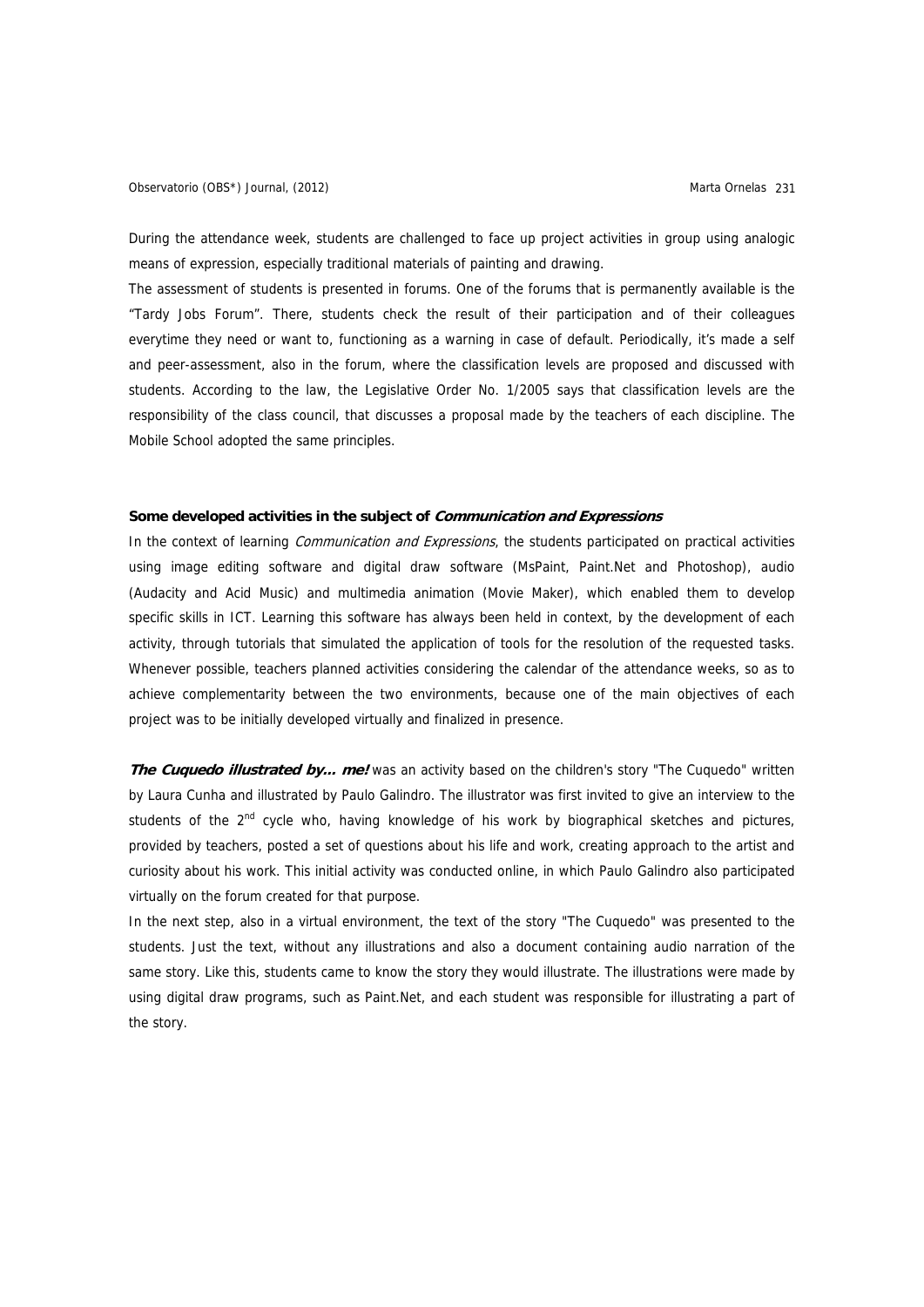During the attendance week, students are challenged to face up project activities in group using analogic means of expression, especially traditional materials of painting and drawing.

The assessment of students is presented in forums. One of the forums that is permanently available is the "Tardy Jobs Forum". There, students check the result of their participation and of their colleagues everytime they need or want to, functioning as a warning in case of default. Periodically, it's made a self and peer-assessment, also in the forum, where the classification levels are proposed and discussed with students. According to the law, the Legislative Order No. 1/2005 says that classification levels are the responsibility of the class council, that discusses a proposal made by the teachers of each discipline. The Mobile School adopted the same principles.

### Some developed activities in the subject of *Communication and Expressions*

In the context of learning *Communication and Expressions*, the students participated on practical activities using image editing software and digital draw software (MsPaint, Paint.Net and Photoshop), audio (Audacity and Acid Music) and multimedia animation (Movie Maker), which enabled them to develop specific skills in ICT. Learning this software has always been held in context, by the development of each activity, through tutorials that simulated the application of tools for the resolution of the requested tasks. Whenever possible, teachers planned activities considering the calendar of the attendance weeks, so as to achieve complementarity between the two environments, because one of the main objectives of each project was to be initially developed virtually and finalized in presence.

***The Cuquedo illustrated by... me!*** was an activity based on the children's story "The Cuquedo" written by Laura Cunha and illustrated by Paulo Galindro. The illustrator was first invited to give an interview to the students of the 2nd cycle who, having knowledge of his work by biographical sketches and pictures, provided by teachers, posted a set of questions about his life and work, creating approach to the artist and curiosity about his work. This initial activity was conducted online, in which Paulo Galindro also participated virtually on the forum created for that purpose.

In the next step, also in a virtual environment, the text of the story "The Cuquedo" was presented to the students. Just the text, without any illustrations and also a document containing audio narration of the same story. Like this, students came to know the story they would illustrate. The illustrations were made by using digital draw programs, such as Paint.Net, and each student was responsible for illustrating a part of the story.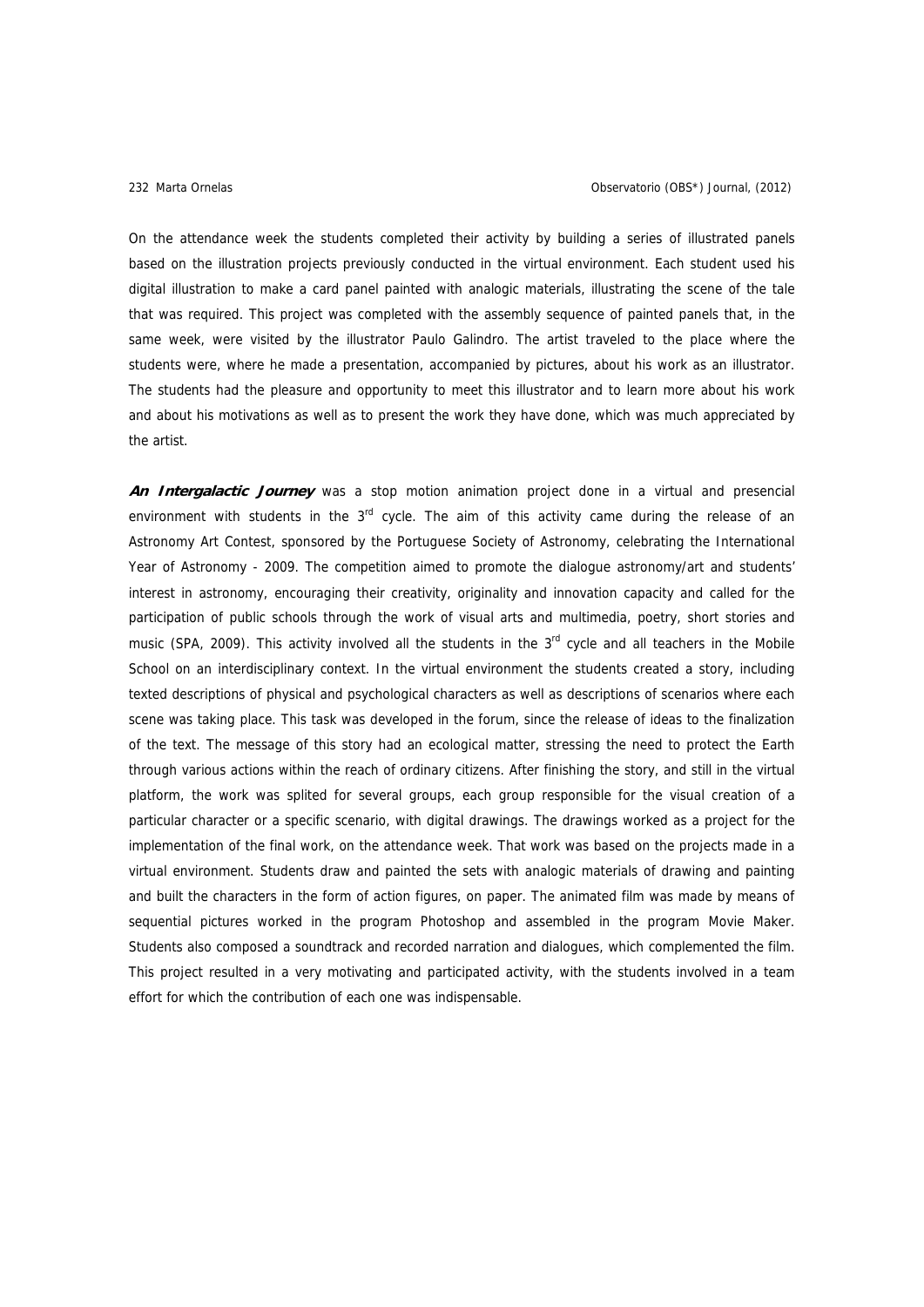On the attendance week the students completed their activity by building a series of illustrated panels based on the illustration projects previously conducted in the virtual environment. Each student used his digital illustration to make a card panel painted with analogic materials, illustrating the scene of the tale that was required. This project was completed with the assembly sequence of painted panels that, in the same week, were visited by the illustrator Paulo Galindro. The artist traveled to the place where the students were, where he made a presentation, accompanied by pictures, about his work as an illustrator. The students had the pleasure and opportunity to meet this illustrator and to learn more about his work and about his motivations as well as to present the work they have done, which was much appreciated by the artist.

***An Intergalactic Journey*** was a stop motion animation project done in a virtual and presencial environment with students in the 3rd cycle. The aim of this activity came during the release of an Astronomy Art Contest, sponsored by the Portuguese Society of Astronomy, celebrating the International Year of Astronomy - 2009. The competition aimed to promote the dialogue astronomy/art and students' interest in astronomy, encouraging their creativity, originality and innovation capacity and called for the participation of public schools through the work of visual arts and multimedia, poetry, short stories and music (SPA, 2009). This activity involved all the students in the 3rd cycle and all teachers in the Mobile School on an interdisciplinary context. In the virtual environment the students created a story, including texted descriptions of physical and psychological characters as well as descriptions of scenarios where each scene was taking place. This task was developed in the forum, since the release of ideas to the finalization of the text. The message of this story had an ecological matter, stressing the need to protect the Earth through various actions within the reach of ordinary citizens. After finishing the story, and still in the virtual platform, the work was splited for several groups, each group responsible for the visual creation of a particular character or a specific scenario, with digital drawings. The drawings worked as a project for the implementation of the final work, on the attendance week. That work was based on the projects made in a virtual environment. Students draw and painted the sets with analogic materials of drawing and painting and built the characters in the form of action figures, on paper. The animated film was made by means of sequential pictures worked in the program Photoshop and assembled in the program Movie Maker. Students also composed a soundtrack and recorded narration and dialogues, which complemented the film. This project resulted in a very motivating and participated activity, with the students involved in a team effort for which the contribution of each one was indispensable.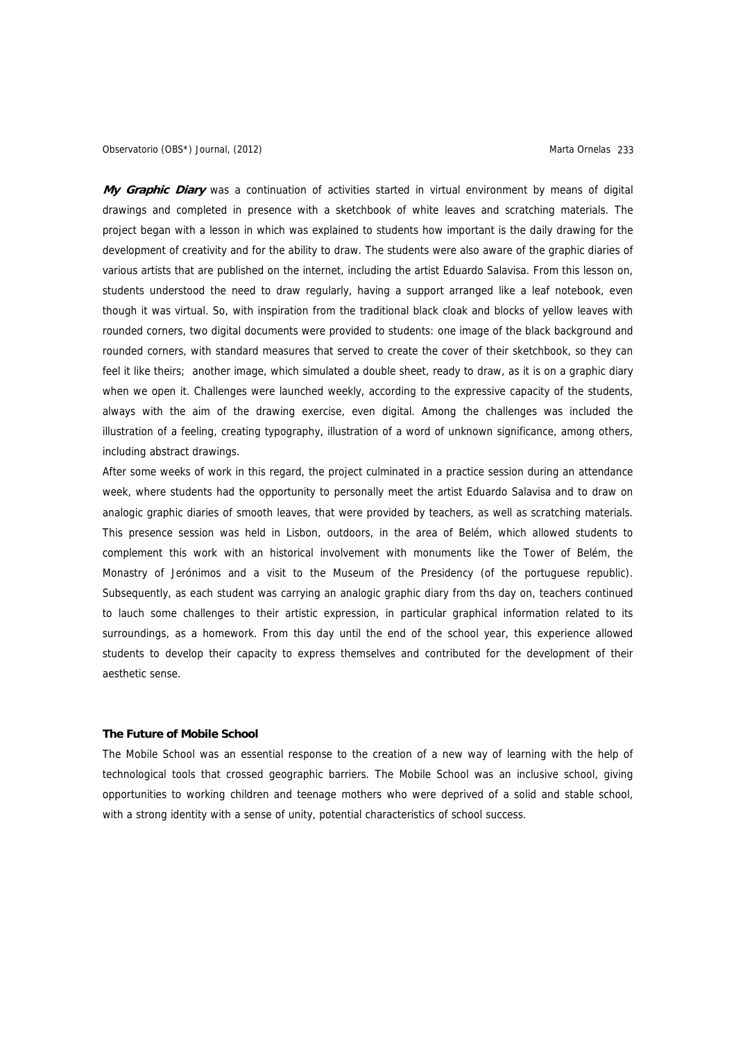***My Graphic Diary*** was a continuation of activities started in virtual environment by means of digital drawings and completed in presence with a sketchbook of white leaves and scratching materials. The project began with a lesson in which was explained to students how important is the daily drawing for the development of creativity and for the ability to draw. The students were also aware of the graphic diaries of various artists that are published on the internet, including the artist Eduardo Salavisa. From this lesson on, students understood the need to draw regularly, having a support arranged like a leaf notebook, even though it was virtual. So, with inspiration from the traditional black cloak and blocks of yellow leaves with rounded corners, two digital documents were provided to students: one image of the black background and rounded corners, with standard measures that served to create the cover of their sketchbook, so they can feel it like theirs; another image, which simulated a double sheet, ready to draw, as it is on a graphic diary when we open it. Challenges were launched weekly, according to the expressive capacity of the students, always with the aim of the drawing exercise, even digital. Among the challenges was included the illustration of a feeling, creating typography, illustration of a word of unknown significance, among others, including abstract drawings.

After some weeks of work in this regard, the project culminated in a practice session during an attendance week, where students had the opportunity to personally meet the artist Eduardo Salavisa and to draw on analogic graphic diaries of smooth leaves, that were provided by teachers, as well as scratching materials. This presence session was held in Lisbon, outdoors, in the area of Belém, which allowed students to complement this work with an historical involvement with monuments like the Tower of Belém, the Monastry of Jerónimos and a visit to the Museum of the Presidency (of the portuguese republic). Subsequently, as each student was carrying an analogic graphic diary from ths day on, teachers continued to lauch some challenges to their artistic expression, in particular graphical information related to its surroundings, as a homework. From this day until the end of the school year, this experience allowed students to develop their capacity to express themselves and contributed for the development of their aesthetic sense.

### The Future of Mobile School

The Mobile School was an essential response to the creation of a new way of learning with the help of technological tools that crossed geographic barriers. The Mobile School was an inclusive school, giving opportunities to working children and teenage mothers who were deprived of a solid and stable school, with a strong identity with a sense of unity, potential characteristics of school success.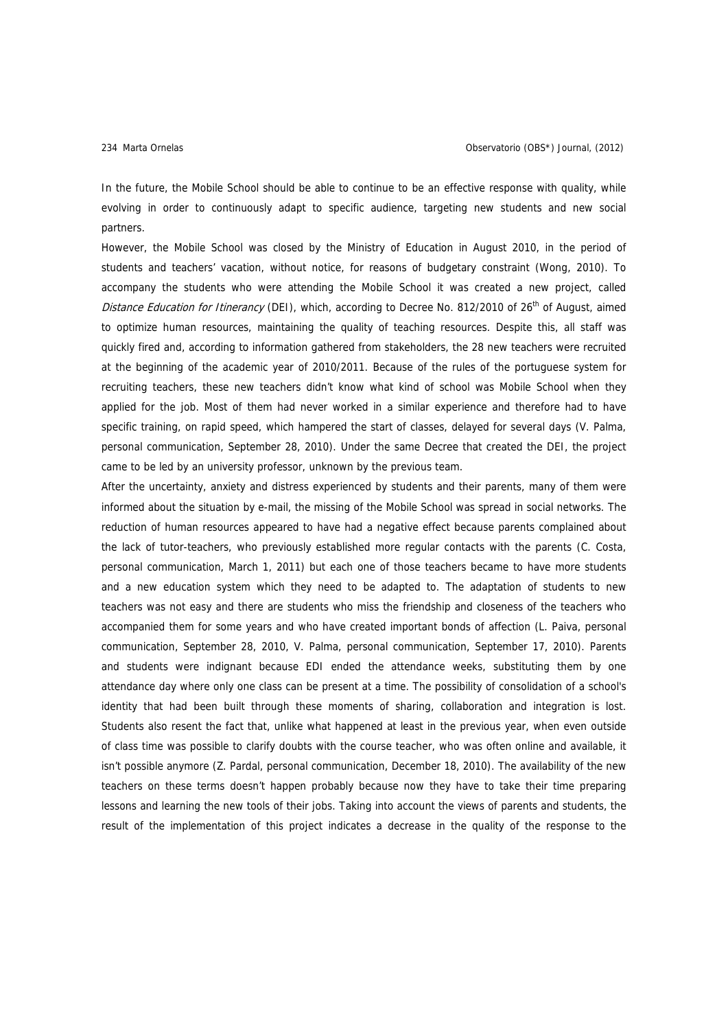In the future, the Mobile School should be able to continue to be an effective response with quality, while evolving in order to continuously adapt to specific audience, targeting new students and new social partners.

However, the Mobile School was closed by the Ministry of Education in August 2010, in the period of students and teachers' vacation, without notice, for reasons of budgetary constraint (Wong, 2010). To accompany the students who were attending the Mobile School it was created a new project, called *Distance Education for Itinerancy* (DEI), which, according to Decree No. 812/2010 of 26th of August, aimed to optimize human resources, maintaining the quality of teaching resources. Despite this, all staff was quickly fired and, according to information gathered from stakeholders, the 28 new teachers were recruited at the beginning of the academic year of 2010/2011. Because of the rules of the portuguese system for recruiting teachers, these new teachers didn't know what kind of school was Mobile School when they applied for the job. Most of them had never worked in a similar experience and therefore had to have specific training, on rapid speed, which hampered the start of classes, delayed for several days (V. Palma, personal communication, September 28, 2010). Under the same Decree that created the DEI, the project came to be led by an university professor, unknown by the previous team.

After the uncertainty, anxiety and distress experienced by students and their parents, many of them were informed about the situation by e-mail, the missing of the Mobile School was spread in social networks. The reduction of human resources appeared to have had a negative effect because parents complained about the lack of tutor-teachers, who previously established more regular contacts with the parents (C. Costa, personal communication, March 1, 2011) but each one of those teachers became to have more students and a new education system which they need to be adapted to. The adaptation of students to new teachers was not easy and there are students who miss the friendship and closeness of the teachers who accompanied them for some years and who have created important bonds of affection (L. Paiva, personal communication, September 28, 2010, V. Palma, personal communication, September 17, 2010). Parents and students were indignant because EDI ended the attendance weeks, substituting them by one attendance day where only one class can be present at a time. The possibility of consolidation of a school's identity that had been built through these moments of sharing, collaboration and integration is lost. Students also resent the fact that, unlike what happened at least in the previous year, when even outside of class time was possible to clarify doubts with the course teacher, who was often online and available, it isn't possible anymore (Z. Pardal, personal communication, December 18, 2010). The availability of the new teachers on these terms doesn't happen probably because now they have to take their time preparing lessons and learning the new tools of their jobs. Taking into account the views of parents and students, the result of the implementation of this project indicates a decrease in the quality of the response to the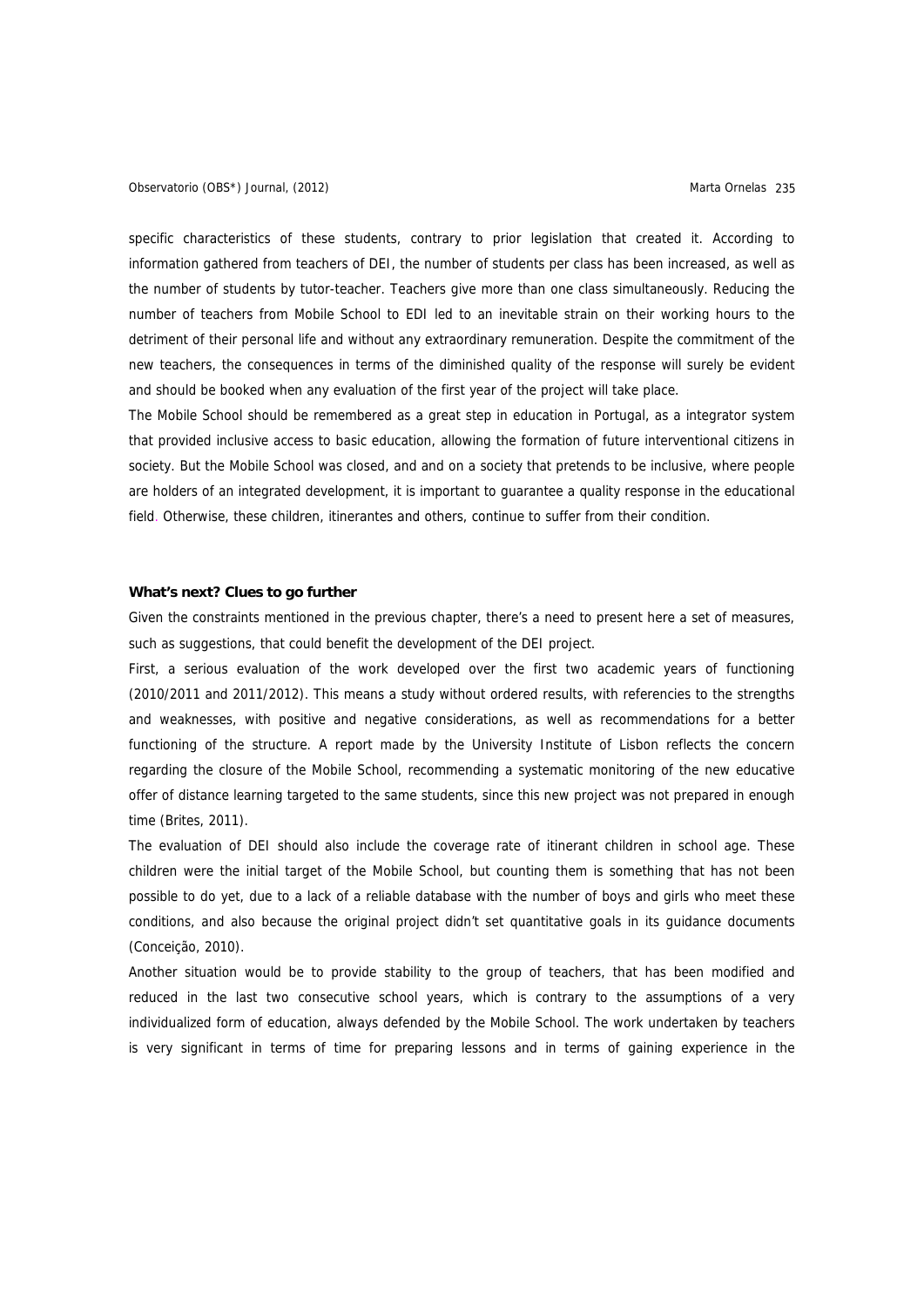specific characteristics of these students, contrary to prior legislation that created it. According to information gathered from teachers of DEI, the number of students per class has been increased, as well as the number of students by tutor-teacher. Teachers give more than one class simultaneously. Reducing the number of teachers from Mobile School to EDI led to an inevitable strain on their working hours to the detriment of their personal life and without any extraordinary remuneration. Despite the commitment of the new teachers, the consequences in terms of the diminished quality of the response will surely be evident and should be booked when any evaluation of the first year of the project will take place.

The Mobile School should be remembered as a great step in education in Portugal, as a integrator system that provided inclusive access to basic education, allowing the formation of future interventional citizens in society. But the Mobile School was closed, and and on a society that pretends to be inclusive, where people are holders of an integrated development, it is important to guarantee a quality response in the educational field. Otherwise, these children, itinerantes and others, continue to suffer from their condition.

**What's next? Clues to go further**

Given the constraints mentioned in the previous chapter, there's a need to present here a set of measures, such as suggestions, that could benefit the development of the DEI project.

First, a serious evaluation of the work developed over the first two academic years of functioning (2010/2011 and 2011/2012). This means a study without ordered results, with referencies to the strengths and weaknesses, with positive and negative considerations, as well as recommendations for a better functioning of the structure. A report made by the University Institute of Lisbon reflects the concern regarding the closure of the Mobile School, recommending a systematic monitoring of the new educative offer of distance learning targeted to the same students, since this new project was not prepared in enough time (Brites, 2011).

The evaluation of DEI should also include the coverage rate of itinerant children in school age. These children were the initial target of the Mobile School, but counting them is something that has not been possible to do yet, due to a lack of a reliable database with the number of boys and girls who meet these conditions, and also because the original project didn't set quantitative goals in its guidance documents (Conceição, 2010).

Another situation would be to provide stability to the group of teachers, that has been modified and reduced in the last two consecutive school years, which is contrary to the assumptions of a very individualized form of education, always defended by the Mobile School. The work undertaken by teachers is very significant in terms of time for preparing lessons and in terms of gaining experience in the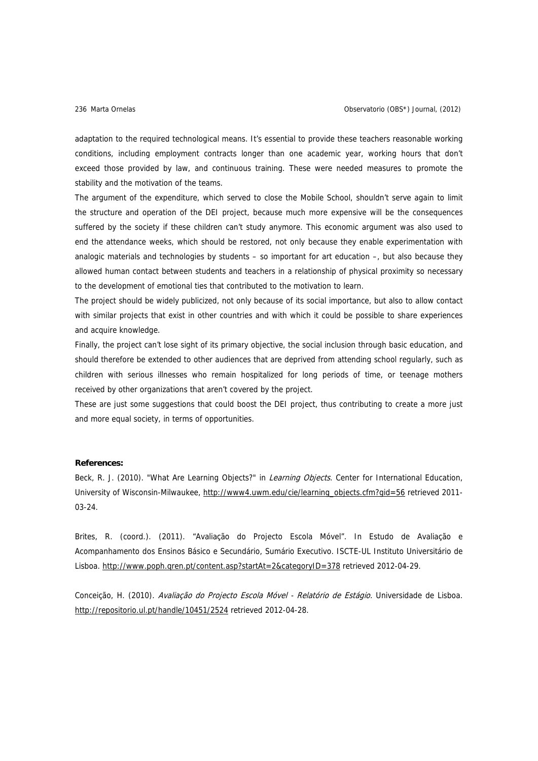adaptation to the required technological means. It's essential to provide these teachers reasonable working conditions, including employment contracts longer than one academic year, working hours that don't exceed those provided by law, and continuous training. These were needed measures to promote the stability and the motivation of the teams.

The argument of the expenditure, which served to close the Mobile School, shouldn't serve again to limit the structure and operation of the DEI project, because much more expensive will be the consequences suffered by the society if these children can't study anymore. This economic argument was also used to end the attendance weeks, which should be restored, not only because they enable experimentation with analogic materials and technologies by students – so important for art education –, but also because they allowed human contact between students and teachers in a relationship of physical proximity so necessary to the development of emotional ties that contributed to the motivation to learn.

The project should be widely publicized, not only because of its social importance, but also to allow contact with similar projects that exist in other countries and with which it could be possible to share experiences and acquire knowledge.

Finally, the project can't lose sight of its primary objective, the social inclusion through basic education, and should therefore be extended to other audiences that are deprived from attending school regularly, such as children with serious illnesses who remain hospitalized for long periods of time, or teenage mothers received by other organizations that aren't covered by the project.

These are just some suggestions that could boost the DEI project, thus contributing to create a more just and more equal society, in terms of opportunities.

**References:**

Beck, R. J. (2010). "What Are Learning Objects?" in *Learning Objects*. Center for International Education, University of Wisconsin-Milwaukee, http://www4.uwm.edu/cie/learning_objects.cfm?gid=56 retrieved 2011-03-24.

Brites, R. (coord.). (2011). "Avaliação do Projecto Escola Móvel". In Estudo de Avaliação e Acompanhamento dos Ensinos Básico e Secundário, Sumário Executivo. ISCTE-UL Instituto Universitário de Lisboa. http://www.poph.qren.pt/content.asp?startAt=2&categoryID=378 retrieved 2012-04-29.

Conceição, H. (2010). *Avaliação do Projecto Escola Móvel - Relatório de Estágio.* Universidade de Lisboa. http://repositorio.ul.pt/handle/10451/2524 retrieved 2012-04-28.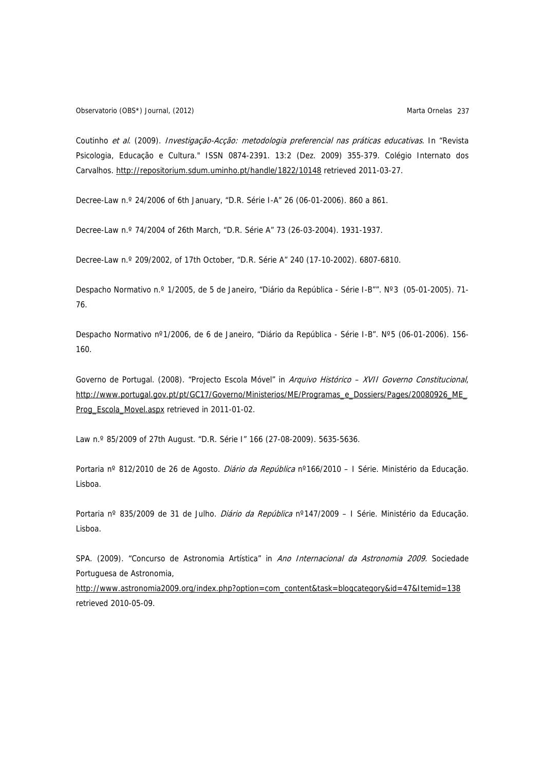Coutinho *et al*. (2009). *Investigação-Acção: metodologia preferencial nas práticas educativas*. In "Revista Psicologia, Educação e Cultura." ISSN 0874-2391. 13:2 (Dez. 2009) 355-379. Colégio Internato dos Carvalhos. http://repositorium.sdum.uminho.pt/handle/1822/10148 retrieved 2011-03-27.

Decree-Law n.º 24/2006 of 6th January, "D.R. Série I-A" 26 (06-01-2006). 860 a 861.

Decree-Law n.º 74/2004 of 26th March, "D.R. Série A" 73 (26-03-2004). 1931-1937.

Decree-Law n.º 209/2002, of 17th October, "D.R. Série A" 240 (17-10-2002). 6807-6810.

Despacho Normativo n.º 1/2005, de 5 de Janeiro, "Diário da República - Série I-B"". Nº3 (05-01-2005). 71-76.

Despacho Normativo nº1/2006, de 6 de Janeiro, "Diário da República - Série I-B". Nº5 (06-01-2006). 156-160.

Governo de Portugal. (2008). "Projecto Escola Móvel" in *Arquivo Histórico – XVII Governo Constitucional*, http://www.portugal.gov.pt/pt/GC17/Governo/Ministerios/ME/Programas_e_Dossiers/Pages/20080926_ME_Prog_Escola_Movel.aspx retrieved in 2011-01-02.

Law n.º 85/2009 of 27th August. "D.R. Série I" 166 (27-08-2009). 5635-5636.

Portaria nº 812/2010 de 26 de Agosto. *Diário da República* nº166/2010 – I Série. Ministério da Educação. Lisboa.

Portaria nº 835/2009 de 31 de Julho. *Diário da República* nº147/2009 – I Série. Ministério da Educação. Lisboa.

SPA. (2009). "Concurso de Astronomia Artística" in *Ano Internacional da Astronomia 2009.* Sociedade Portuguesa de Astronomia, http://www.astronomia2009.org/index.php?option=com_content&task=blogcategory&id=47&Itemid=138 retrieved 2010-05-09.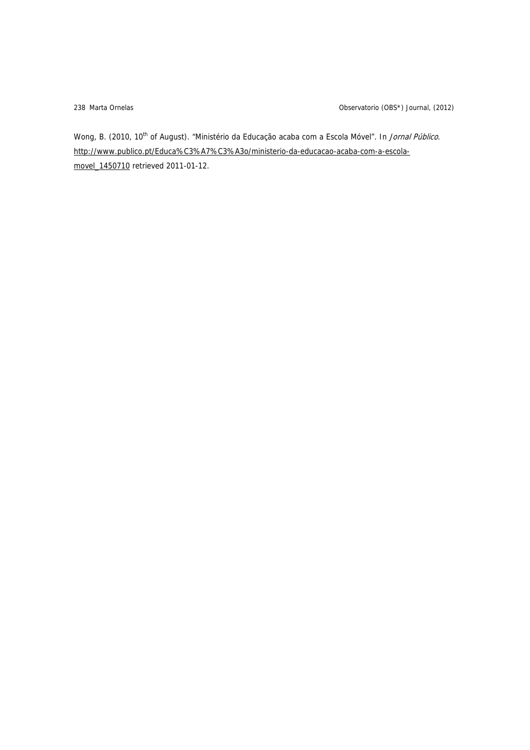Wong, B. (2010, 10th of August). "Ministério da Educação acaba com a Escola Móvel". In *Jornal Público*. http://www.publico.pt/Educa%C3%A7%C3%A3o/ministerio-da-educacao-acaba-com-a-escola-movel_1450710 retrieved 2011-01-12.